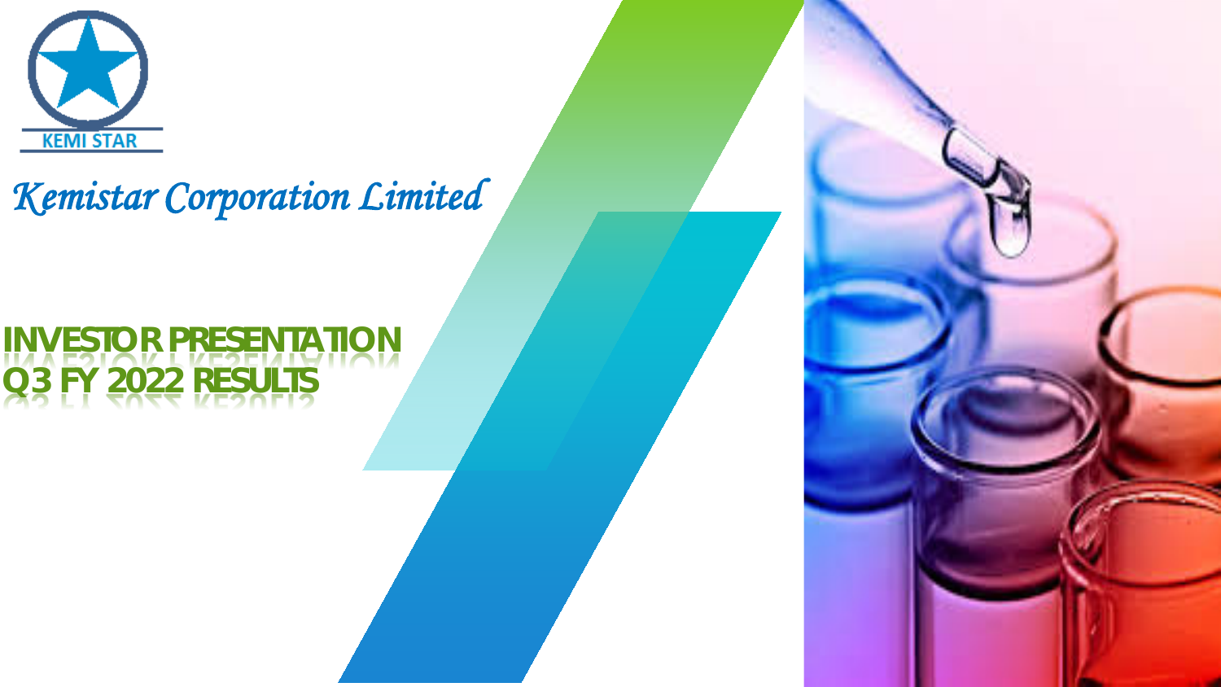KEMI STAR

*Kemistar Corporation Limited*

# INVESTOR PRESENTATION
# Q3 FY 2022 RESULTS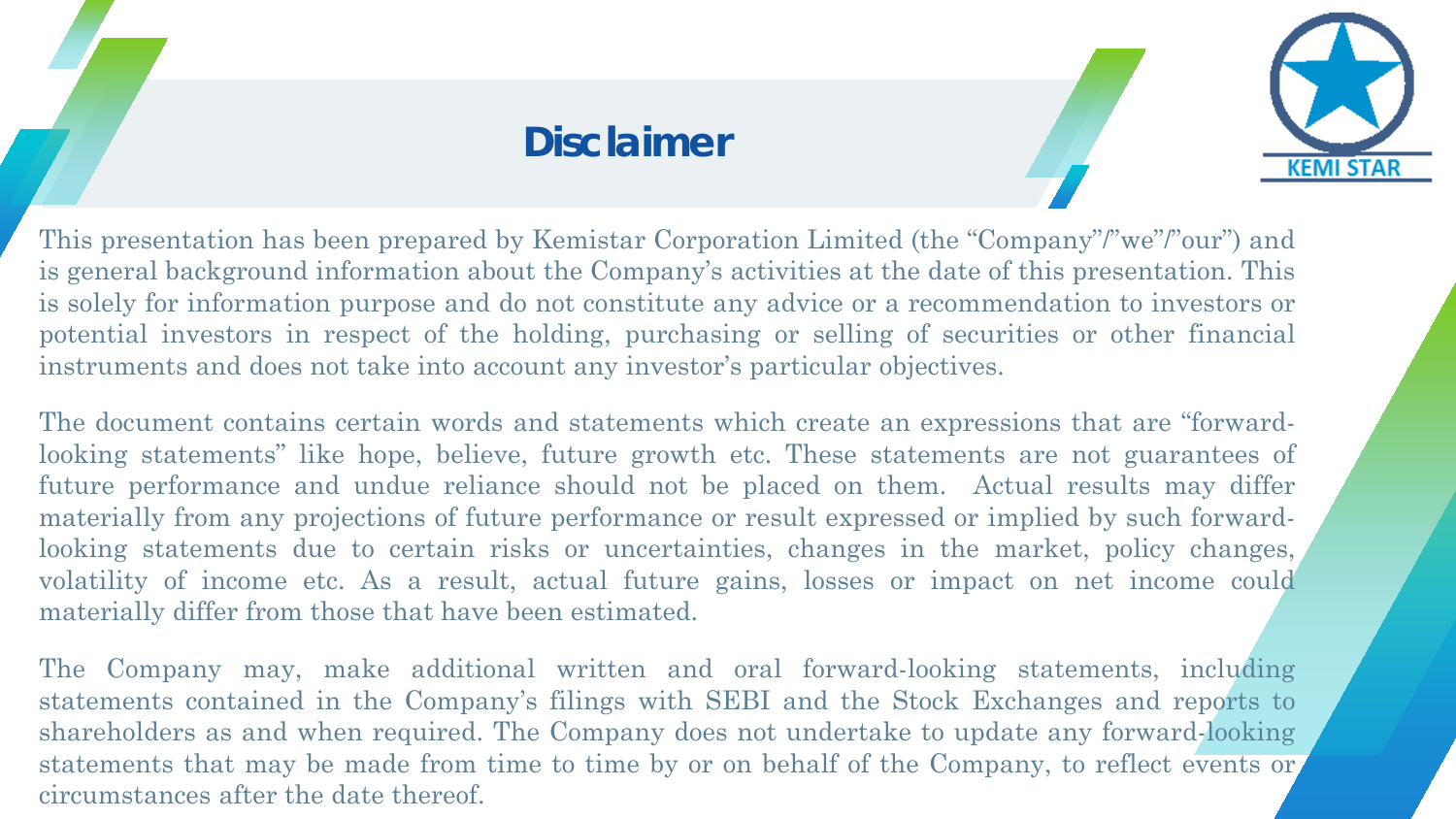# Disclaimer

This presentation has been prepared by Kemistar Corporation Limited (the "Company"/"we"/"our") and is general background information about the Company's activities at the date of this presentation. This is solely for information purpose and do not constitute any advice or a recommendation to investors or potential investors in respect of the holding, purchasing or selling of securities or other financial instruments and does not take into account any investor's particular objectives.

The document contains certain words and statements which create an expressions that are "forward-looking statements" like hope, believe, future growth etc. These statements are not guarantees of future performance and undue reliance should not be placed on them. Actual results may differ materially from any projections of future performance or result expressed or implied by such forward-looking statements due to certain risks or uncertainties, changes in the market, policy changes, volatility of income etc. As a result, actual future gains, losses or impact on net income could materially differ from those that have been estimated.

The Company may, make additional written and oral forward-looking statements, including statements contained in the Company's filings with SEBI and the Stock Exchanges and reports to shareholders as and when required. The Company does not undertake to update any forward-looking statements that may be made from time to time by or on behalf of the Company, to reflect events or circumstances after the date thereof.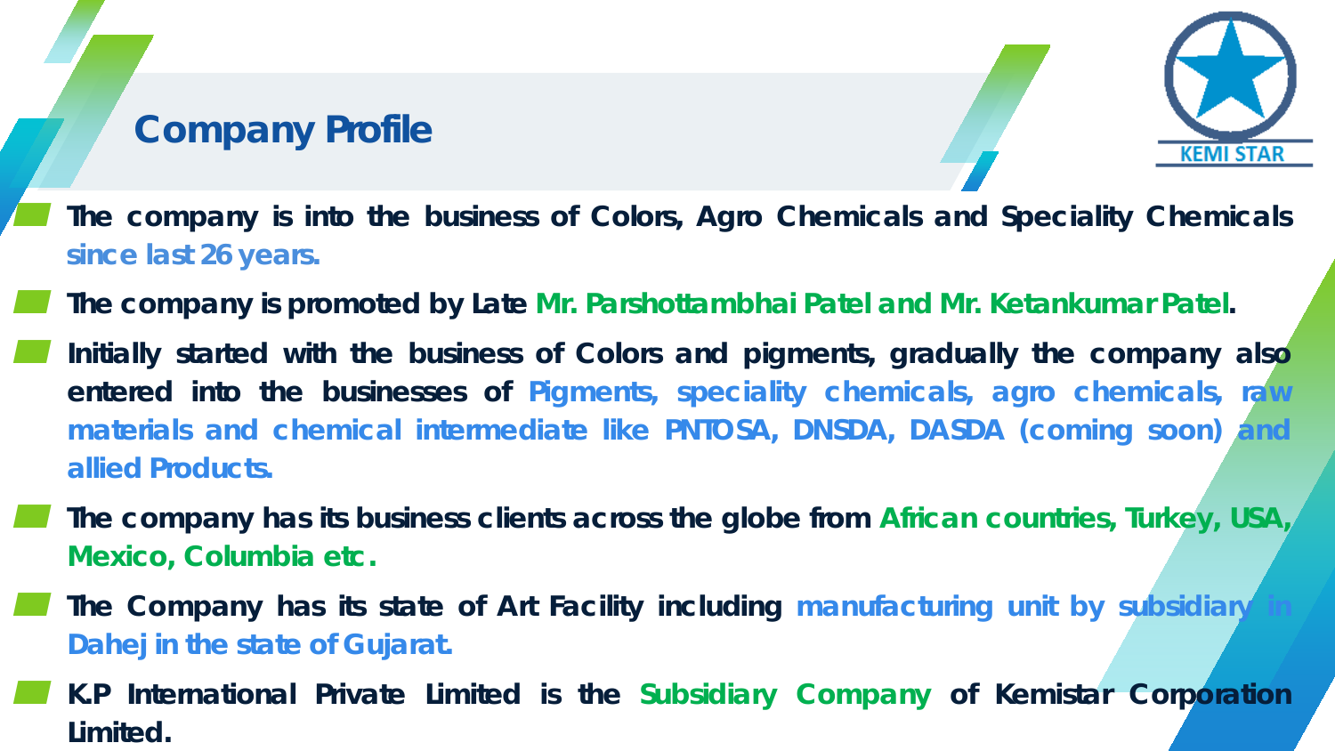## Company Profile

- The company is into the business of Colors, Agro Chemicals and Speciality Chemicals since last 26 years.
- The company is promoted by Late Mr. Parshottambhai Patel and Mr. Ketankumar Patel.
- Initially started with the business of Colors and pigments, gradually the company also entered into the businesses of Pigments, speciality chemicals, agro chemicals, raw materials and chemical intermediate like PNTOSA, DNSDA, DASDA (coming soon) and allied Products.
- The company has its business clients across the globe from African countries, Turkey, USA, Mexico, Columbia etc.
- The Company has its state of Art Facility including manufacturing unit by subsidiary in Dahej in the state of Gujarat.
- K.P International Private Limited is the Subsidiary Company of Kemistar Corporation Limited.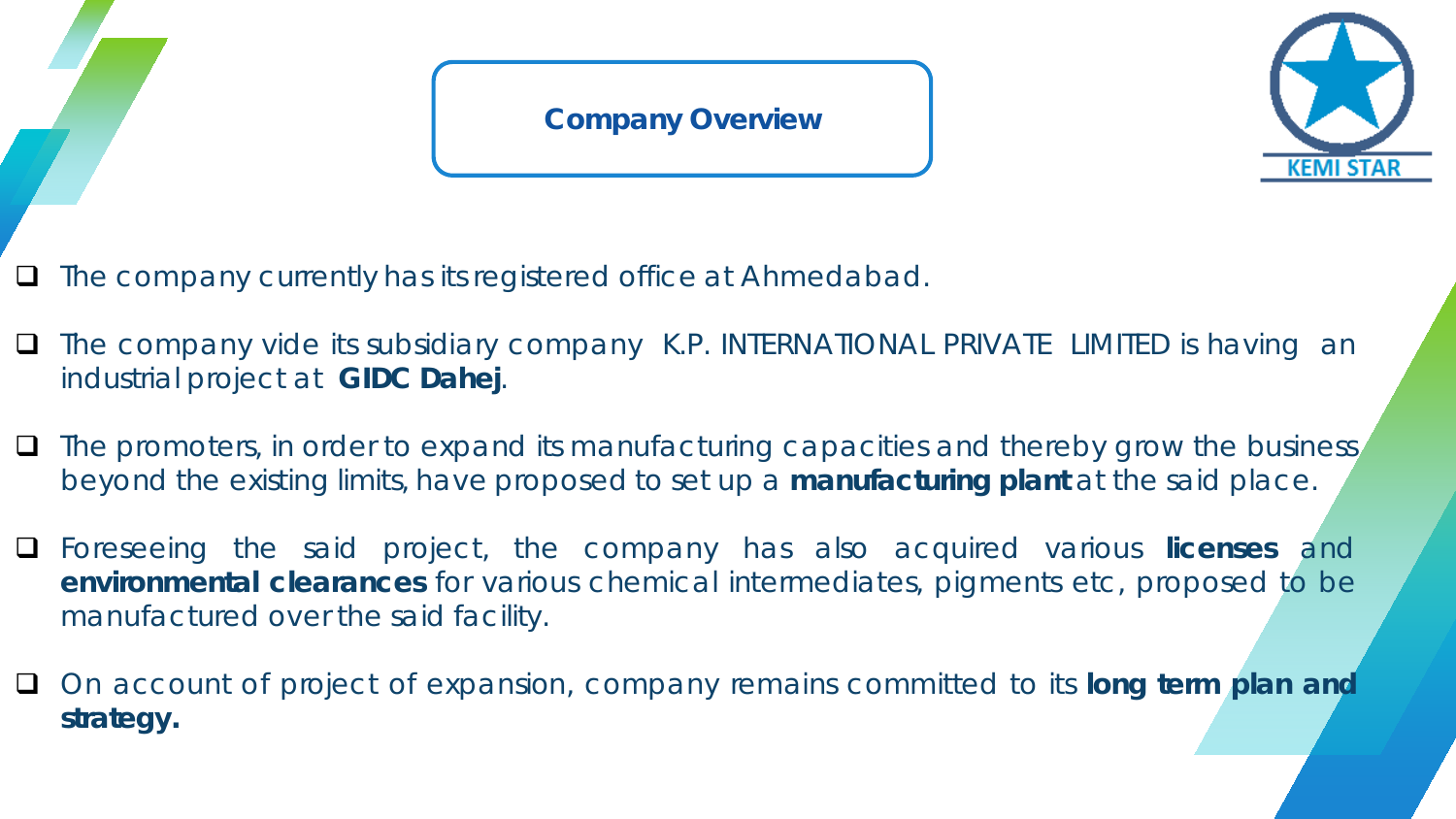# Company Overview

KEMI STAR

- The company currently has its registered office at Ahmedabad.
- The company vide its subsidiary company K.P. INTERNATIONAL PRIVATE LIMITED is having an industrial project at **GIDC Dahej**.
- The promoters, in order to expand its manufacturing capacities and thereby grow the business beyond the existing limits, have proposed to set up a **manufacturing plant** at the said place.
- Foreseeing the said project, the company has also acquired various **licenses** and **environmental clearances** for various chemical intermediates, pigments etc, proposed to be manufactured over the said facility.
- On account of project of expansion, company remains committed to its **long term plan and strategy.**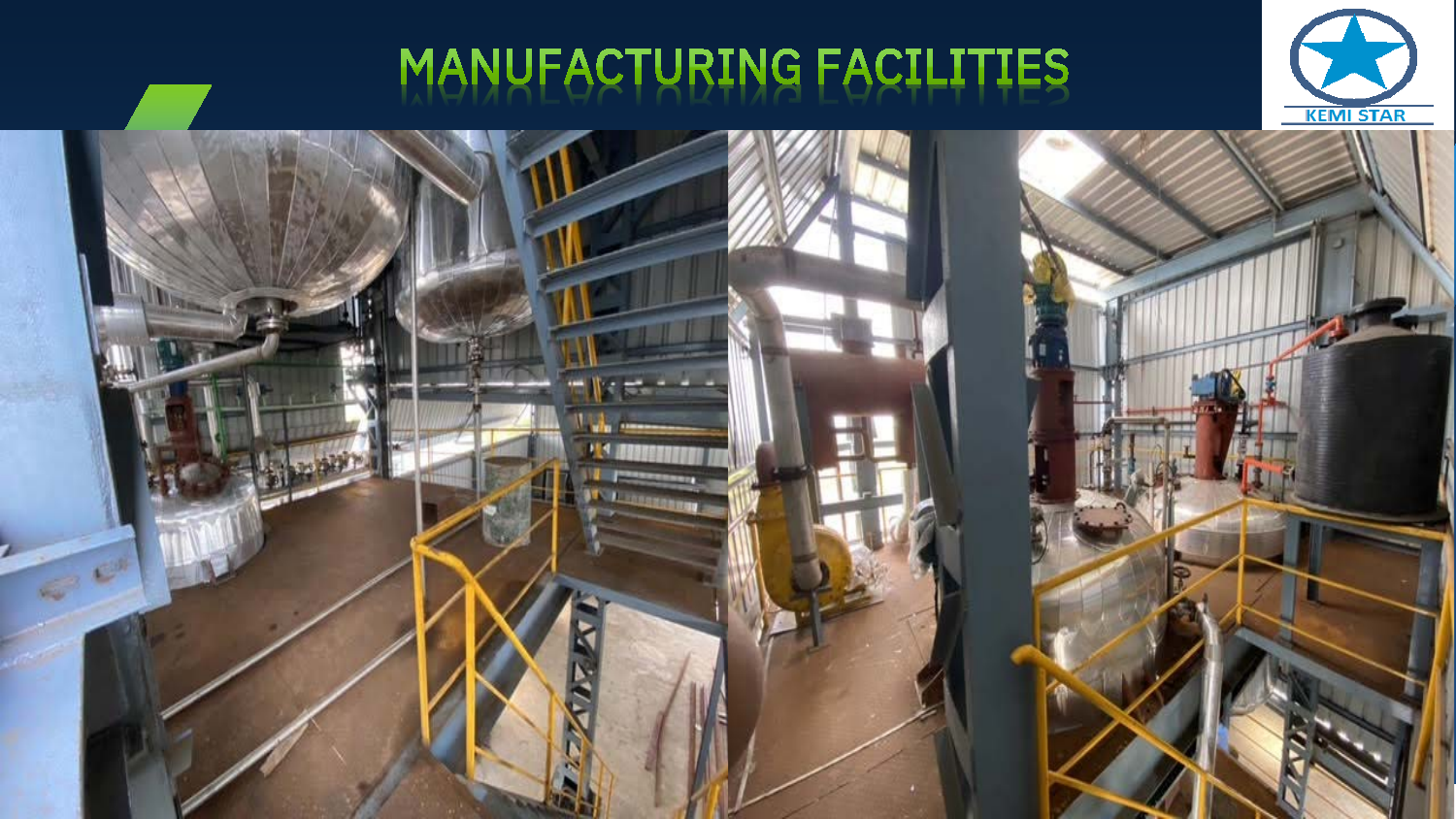# MANUFACTURING FACILITIES

KEMI STAR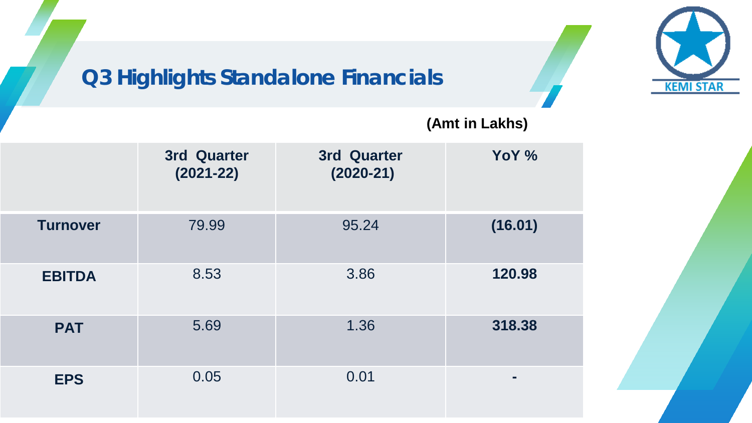# Q3 Highlights Standalone Financials

**(Amt in Lakhs)**

| | 3rd Quarter (2021-22) | 3rd Quarter (2020-21) | YoY % |
|---|---|---|---|
| **Turnover** | 79.99 | 95.24 | **(16.01)** |
| **EBITDA** | 8.53 | 3.86 | **120.98** |
| **PAT** | 5.69 | 1.36 | **318.38** |
| **EPS** | 0.05 | 0.01 | **-** |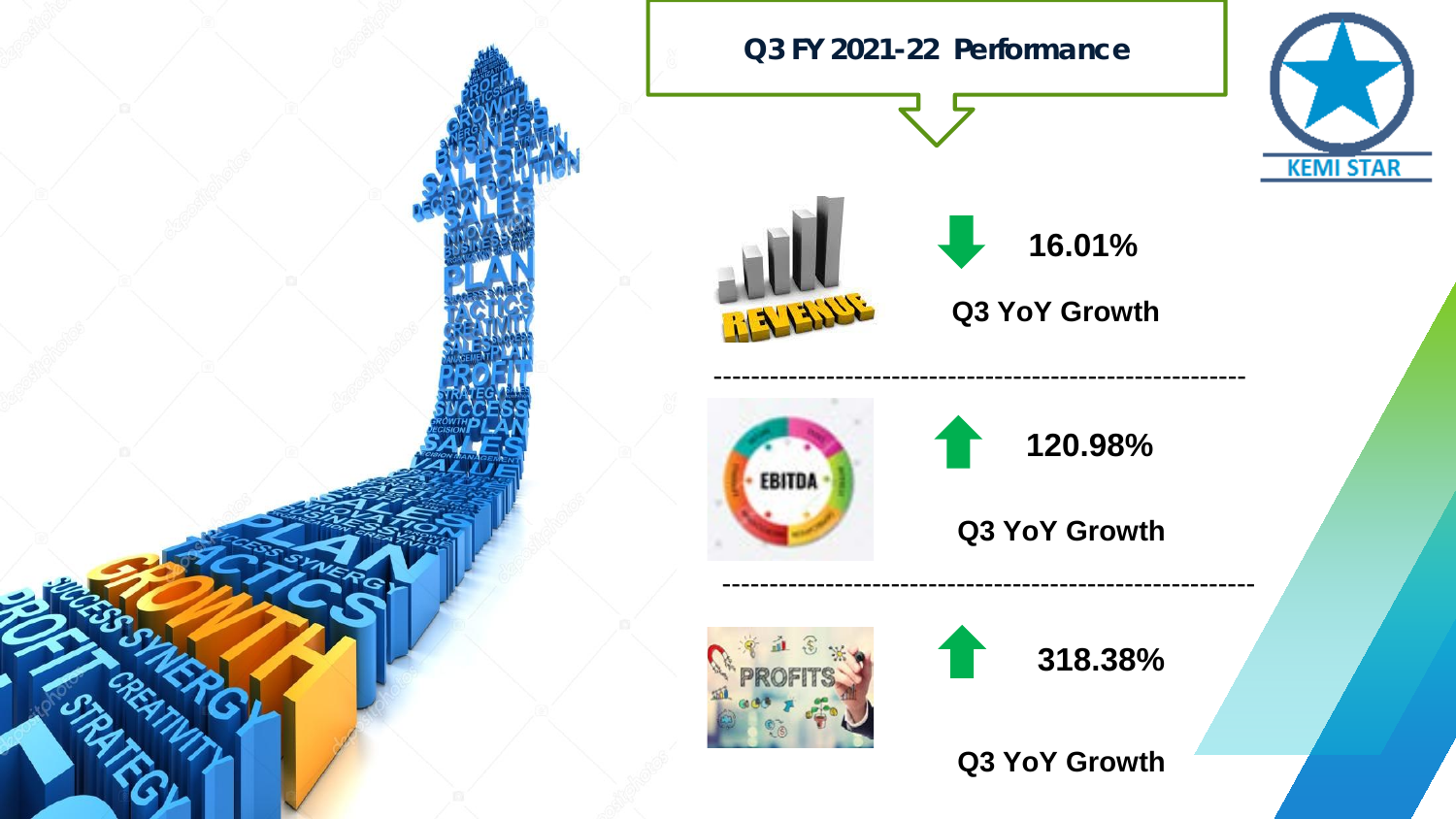# Q3 FY 2021-22 Performance

**Revenue**

⬇ **16.01%**

**Q3 YoY Growth**

---

**EBITDA**

⬆ **120.98%**

**Q3 YoY Growth**

---

**PROFITS**

⬆ **318.38%**

**Q3 YoY Growth**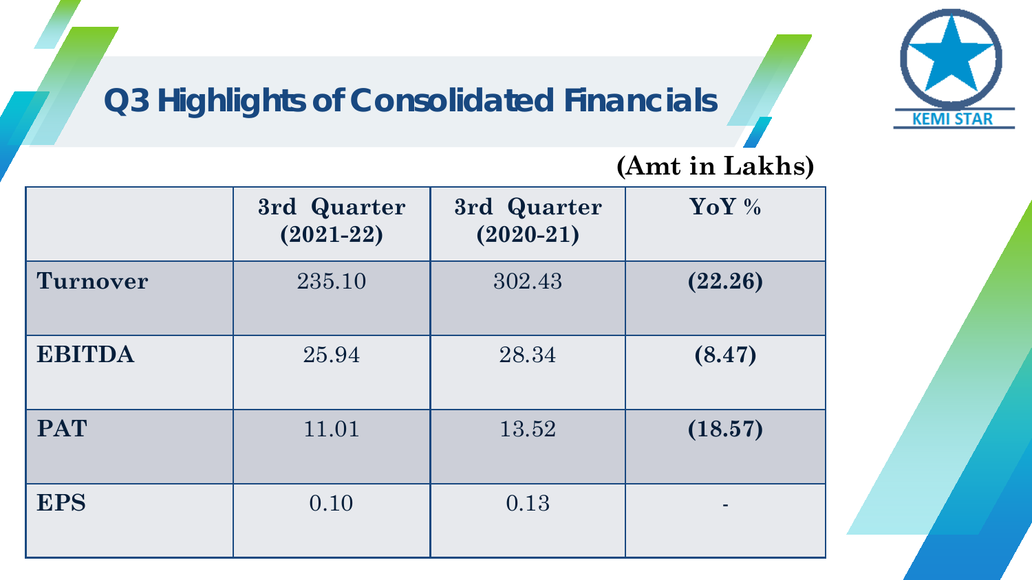# Q3 Highlights of Consolidated Financials

**(Amt in Lakhs)**

| | 3rd Quarter (2021-22) | 3rd Quarter (2020-21) | YoY % |
|---|---|---|---|
| **Turnover** | 235.10 | 302.43 | **(22.26)** |
| **EBITDA** | 25.94 | 28.34 | **(8.47)** |
| **PAT** | 11.01 | 13.52 | **(18.57)** |
| **EPS** | 0.10 | 0.13 | - |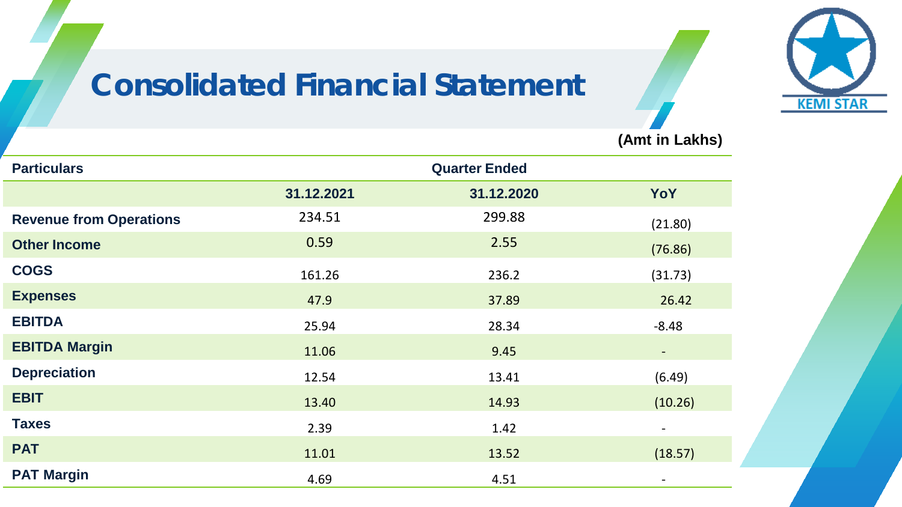# Consolidated Financial Statement

KEMI STAR

**(Amt in Lakhs)**

| Particulars | Quarter Ended | | |
|---|---|---|---|
| | 31.12.2021 | 31.12.2020 | YoY |
| Revenue from Operations | 234.51 | 299.88 | (21.80) |
| Other Income | 0.59 | 2.55 | (76.86) |
| COGS | 161.26 | 236.2 | (31.73) |
| Expenses | 47.9 | 37.89 | 26.42 |
| EBITDA | 25.94 | 28.34 | -8.48 |
| EBITDA Margin | 11.06 | 9.45 | - |
| Depreciation | 12.54 | 13.41 | (6.49) |
| EBIT | 13.40 | 14.93 | (10.26) |
| Taxes | 2.39 | 1.42 | - |
| PAT | 11.01 | 13.52 | (18.57) |
| PAT Margin | 4.69 | 4.51 | - |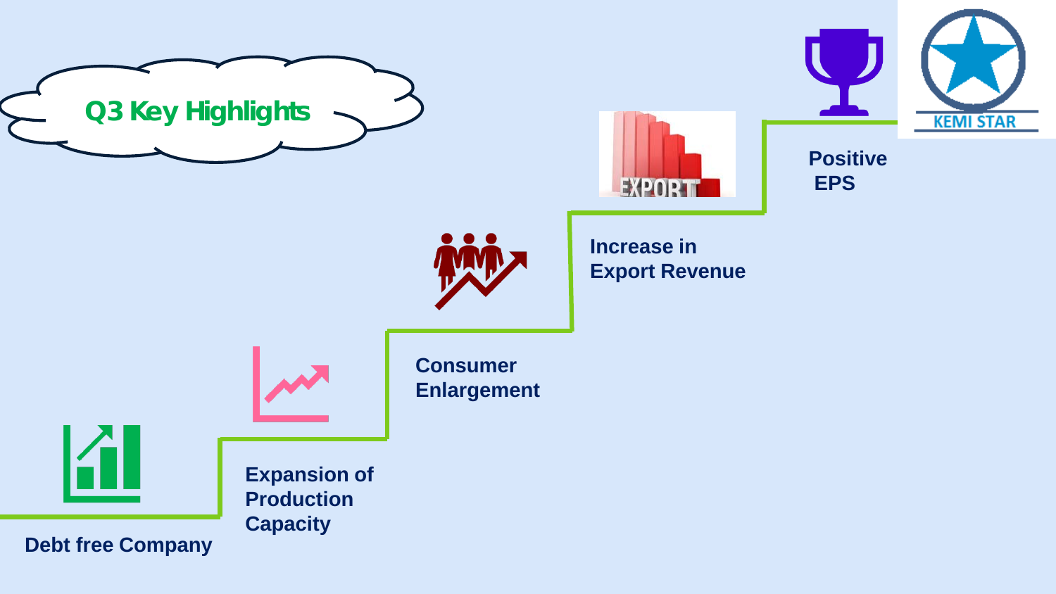# Q3 Key Highlights

- Debt free Company
- Expansion of Production Capacity
- Consumer Enlargement
- Increase in Export Revenue
- Positive EPS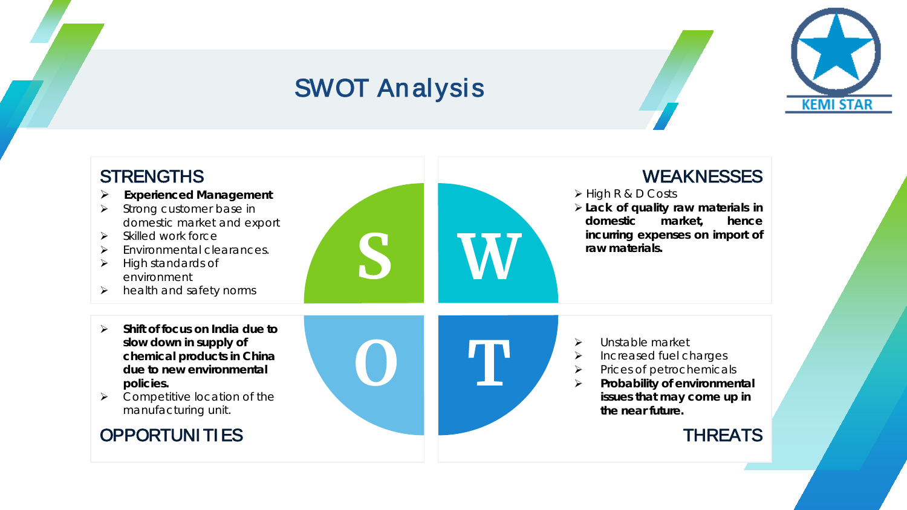# SWOT Analysis

## STRENGTHS

- **Experienced Management**
- Strong customer base in domestic market and export
- Skilled work force
- Environmental clearances.
- High standards of environment
- health and safety norms

## WEAKNESSES

- High R & D Costs
- **Lack of quality raw materials in domestic market, hence incurring expenses on import of raw materials.**

## OPPORTUNITIES

- **Shift of focus on India due to slow down in supply of chemical products in China due to new environmental policies.**
- Competitive location of the manufacturing unit.

## THREATS

- Unstable market
- Increased fuel charges
- Prices of petrochemicals
- **Probability of environmental issues that may come up in the near future.**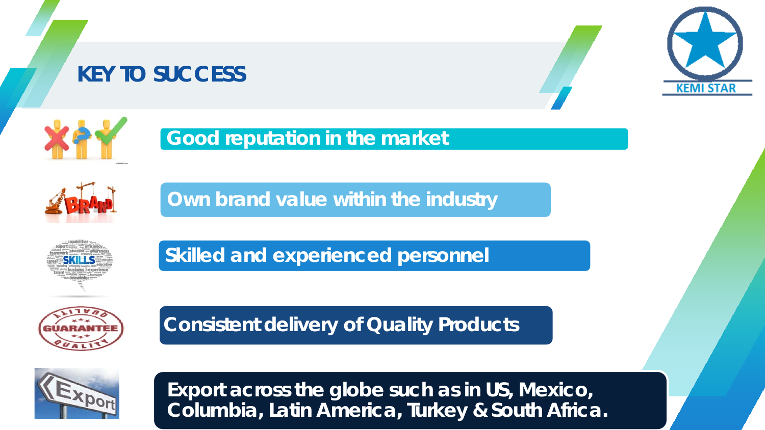# KEY TO SUCCESS

KEMI STAR

- Good reputation in the market
- Own brand value within the industry
- Skilled and experienced personnel
- Consistent delivery of Quality Products
- Export across the globe such as in US, Mexico, Columbia, Latin America, Turkey & South Africa.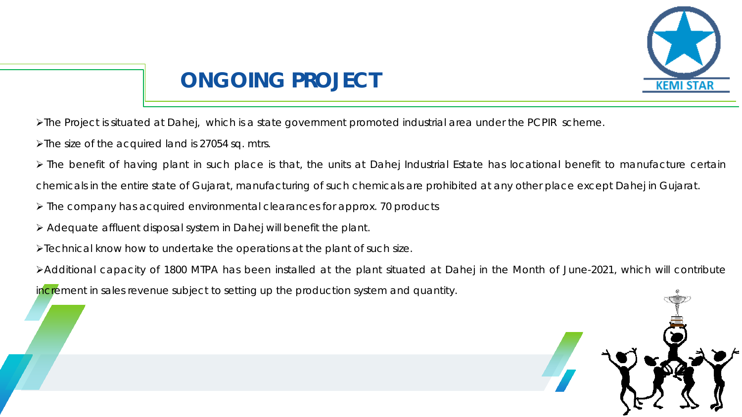# ONGOING PROJECT

- The Project is situated at Dahej, which is a state government promoted industrial area under the PCPIR scheme.
- The size of the acquired land is 27054 sq. mtrs.
- The benefit of having plant in such place is that, the units at Dahej Industrial Estate has locational benefit to manufacture certain chemicals in the entire state of Gujarat, manufacturing of such chemicals are prohibited at any other place except Dahej in Gujarat.
- The company has acquired environmental clearances for approx. 70 products
- Adequate affluent disposal system in Dahej will benefit the plant.
- Technical know how to undertake the operations at the plant of such size.
- Additional capacity of 1800 MTPA has been installed at the plant situated at Dahej in the Month of June-2021, which will contribute increment in sales revenue subject to setting up the production system and quantity.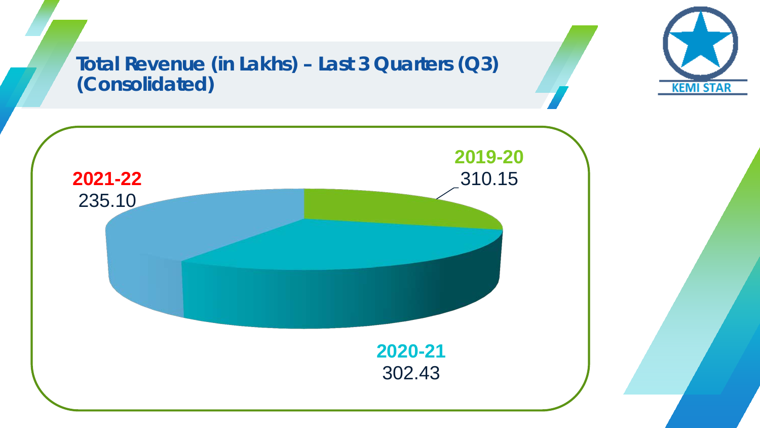## Total Revenue (in Lakhs) – Last 3 Quarters (Q3) (Consolidated)

KEMI STAR

| Year | Total Revenue (in Lakhs) |
| --- | --- |
| 2019-20 | 310.15 |
| 2020-21 | 302.43 |
| 2021-22 | 235.10 |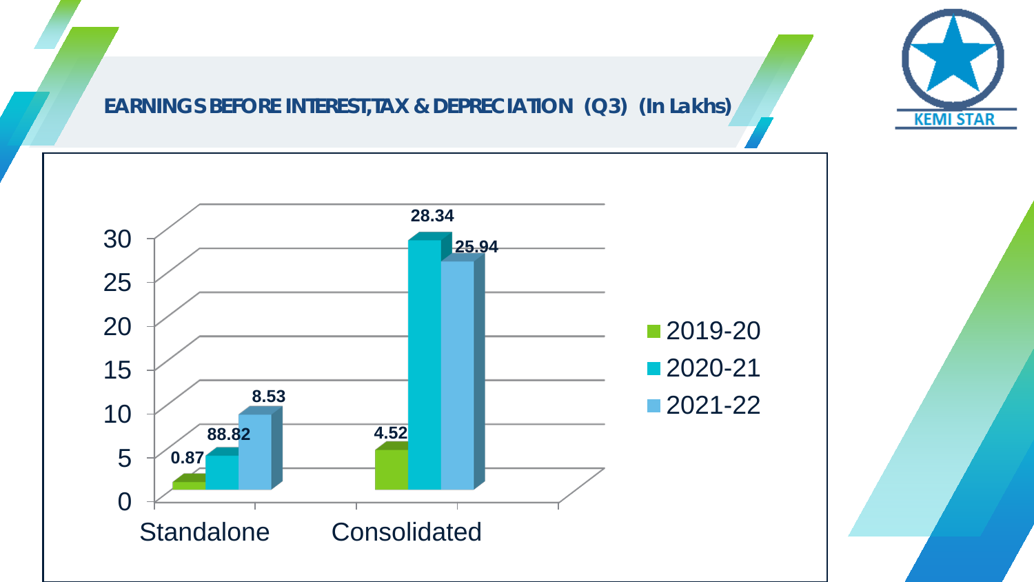## EARNINGS BEFORE INTEREST,TAX & DEPRECIATION (Q3) (In Lakhs)

KEMI STAR

| | 2019-20 | 2020-21 | 2021-22 |
|---|---|---|---|
| Standalone | 0.87 | 88.82 | 8.53 |
| Consolidated | 4.52 | 28.34 | 25.94 |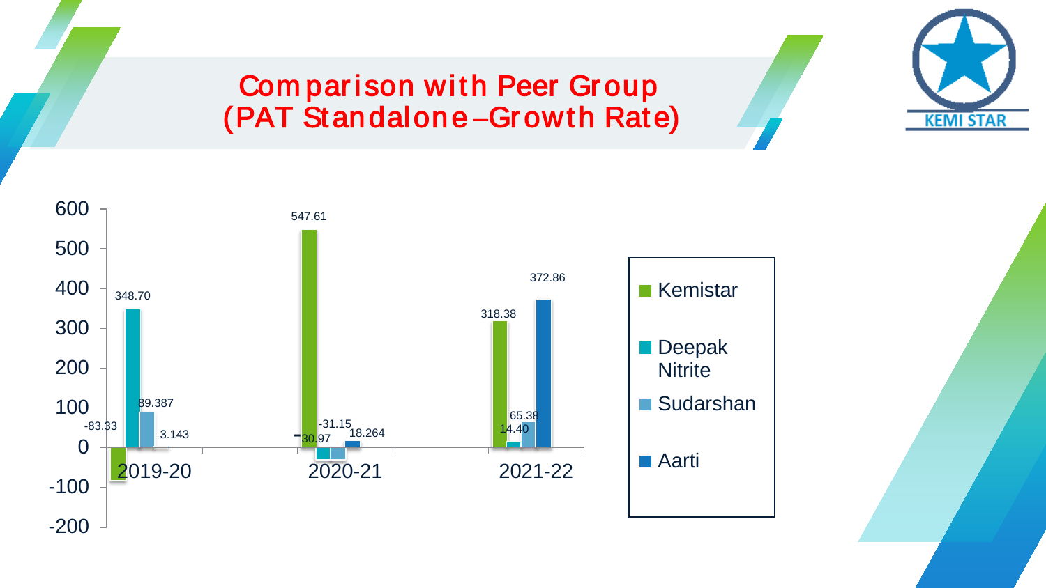# Comparison with Peer Group (PAT Standalone –Growth Rate)

| Year | Kemistar | Deepak Nitrite | Sudarshan | Aarti |
|---|---|---|---|---|
| 2019-20 | -83.33 | 348.70 | 89.387 | 3.143 |
| 2020-21 | 547.61 | -30.97 | -31.15 | 18.264 |
| 2021-22 | 318.38 | 14.40 | 65.38 | 372.86 |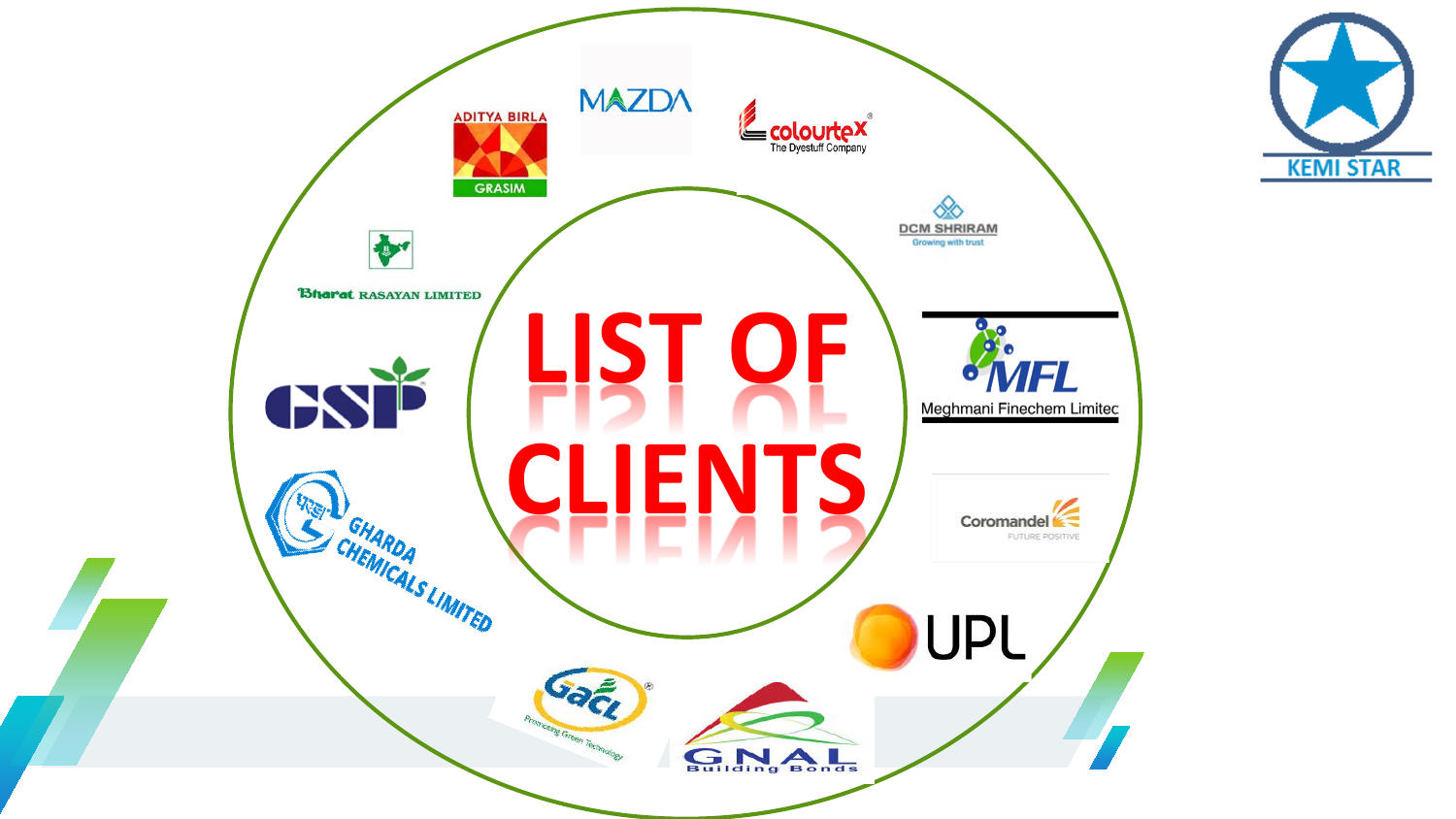# LIST OF CLIENTS

- ADITYA BIRLA GRASIM
- MAZDA
- colourtex – The Dyestuff Company
- DCM SHRIRAM – Growing with trust
- MFL – Meghmani Finechem Limited
- Coromandel – FUTURE POSITIVE
- UPL
- GNAL – Building Bonds
- GACL – Promoting Green Technology
- GHARDA CHEMICALS LIMITED
- GSP
- Bharat RASAYAN LIMITED

KEMI STAR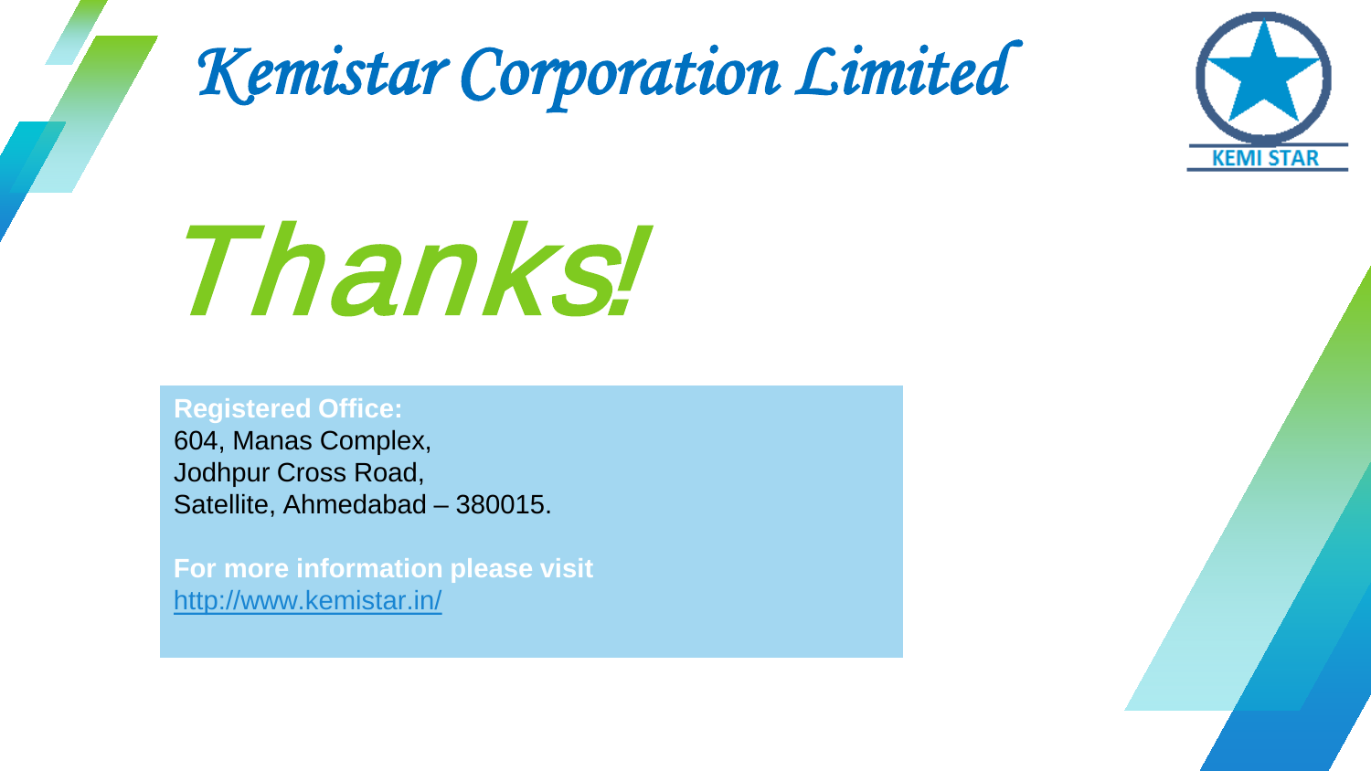# *Kemistar Corporation Limited*

KEMI STAR

# Thanks!

**Registered Office:**
604, Manas Complex,
Jodhpur Cross Road,
Satellite, Ahmedabad – 380015.

**For more information please visit**
http://www.kemistar.in/